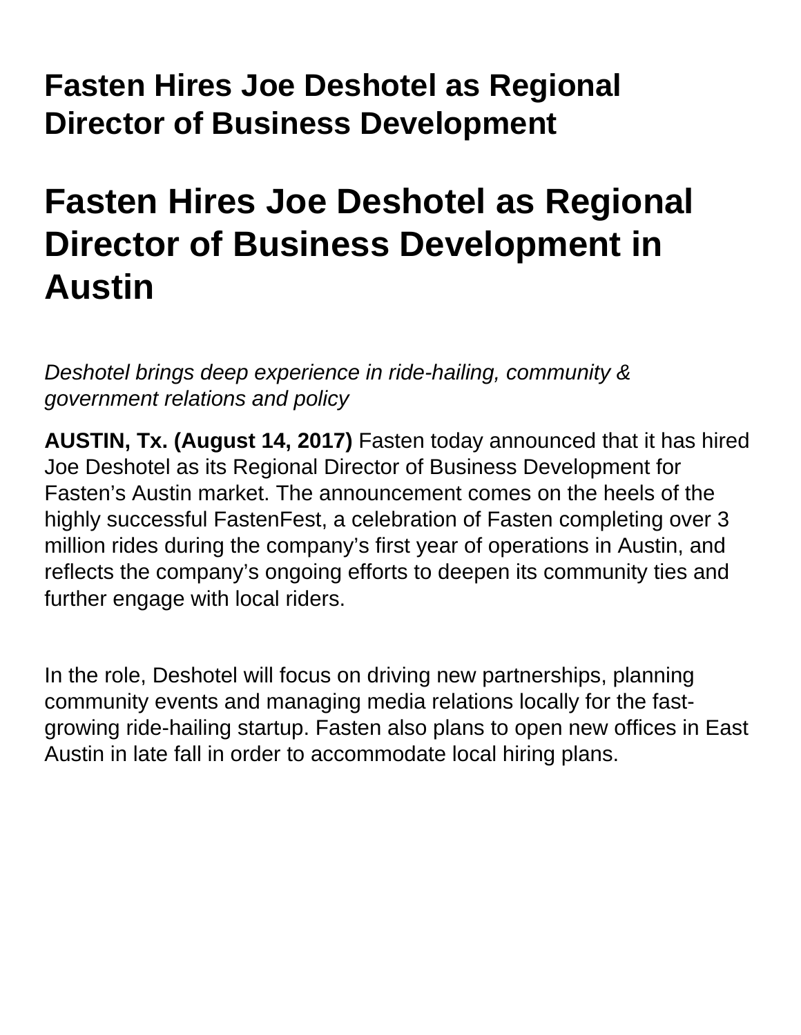## Fasten Hires Joe Deshotel as Regional Director of Business Development

# Fasten Hires Joe Deshotel as Regional Director of Business Development in Austin

*Deshotel brings deep experience in ride-hailing, community & government relations and policy*

**AUSTIN, Tx. (August 14, 2017)** Fasten today announced that it has hired Joe Deshotel as its Regional Director of Business Development for Fasten's Austin market. The announcement comes on the heels of the highly successful FastenFest, a celebration of Fasten completing over 3 million rides during the company's first year of operations in Austin, and reflects the company's ongoing efforts to deepen its community ties and further engage with local riders.

In the role, Deshotel will focus on driving new partnerships, planning community events and managing media relations locally for the fast-growing ride-hailing startup. Fasten also plans to open new offices in East Austin in late fall in order to accommodate local hiring plans.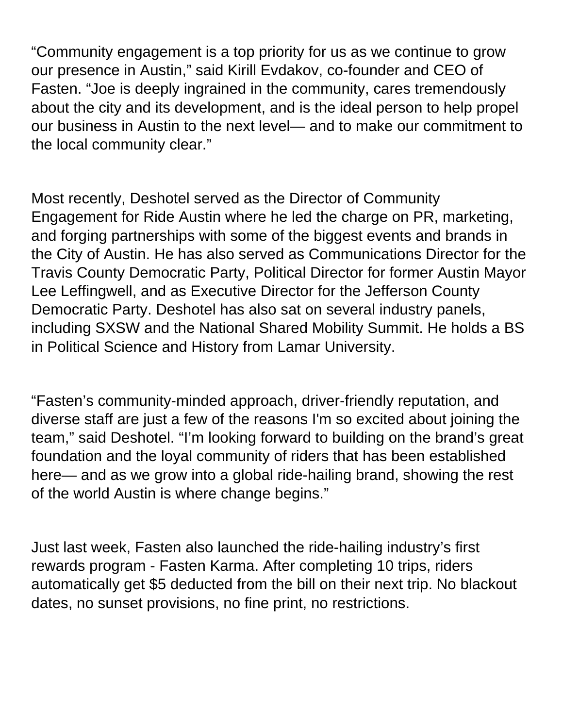“Community engagement is a top priority for us as we continue to grow our presence in Austin,” said Kirill Evdakov, co-founder and CEO of Fasten. “Joe is deeply ingrained in the community, cares tremendously about the city and its development, and is the ideal person to help propel our business in Austin to the next level— and to make our commitment to the local community clear.”

Most recently, Deshotel served as the Director of Community Engagement for Ride Austin where he led the charge on PR, marketing, and forging partnerships with some of the biggest events and brands in the City of Austin. He has also served as Communications Director for the Travis County Democratic Party, Political Director for former Austin Mayor Lee Leffingwell, and as Executive Director for the Jefferson County Democratic Party. Deshotel has also sat on several industry panels, including SXSW and the National Shared Mobility Summit. He holds a BS in Political Science and History from Lamar University.

“Fasten’s community-minded approach, driver-friendly reputation, and diverse staff are just a few of the reasons I'm so excited about joining the team,” said Deshotel. “I’m looking forward to building on the brand’s great foundation and the loyal community of riders that has been established here— and as we grow into a global ride-hailing brand, showing the rest of the world Austin is where change begins.”

Just last week, Fasten also launched the ride-hailing industry’s first rewards program - Fasten Karma. After completing 10 trips, riders automatically get $5 deducted from the bill on their next trip. No blackout dates, no sunset provisions, no fine print, no restrictions.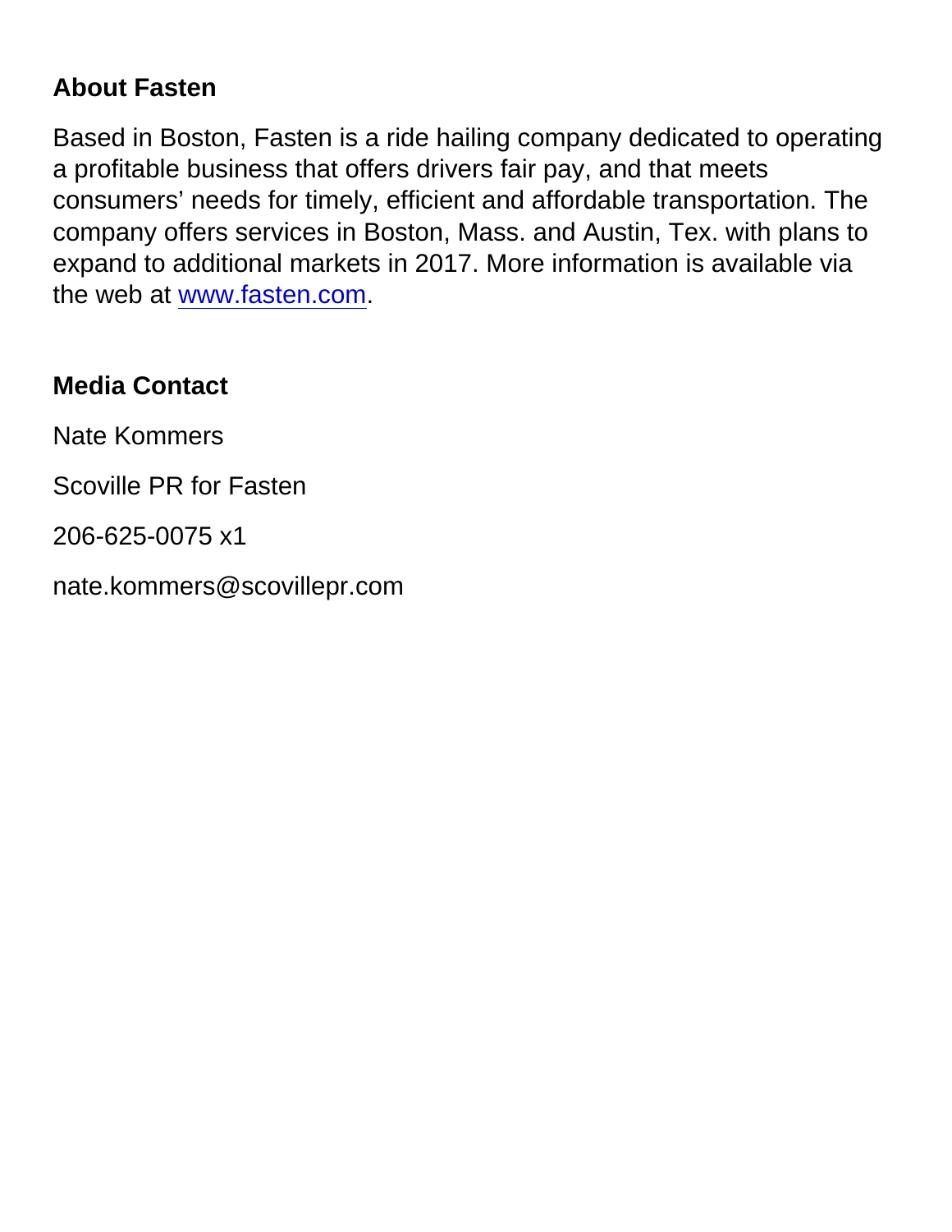**About Fasten**

Based in Boston, Fasten is a ride hailing company dedicated to operating a profitable business that offers drivers fair pay, and that meets consumers' needs for timely, efficient and affordable transportation. The company offers services in Boston, Mass. and Austin, Tex. with plans to expand to additional markets in 2017. More information is available via the web at [www.fasten.com](http://www.fasten.com).

**Media Contact**

Nate Kommers

Scoville PR for Fasten

206-625-0075 x1

nate.kommers@scovillepr.com